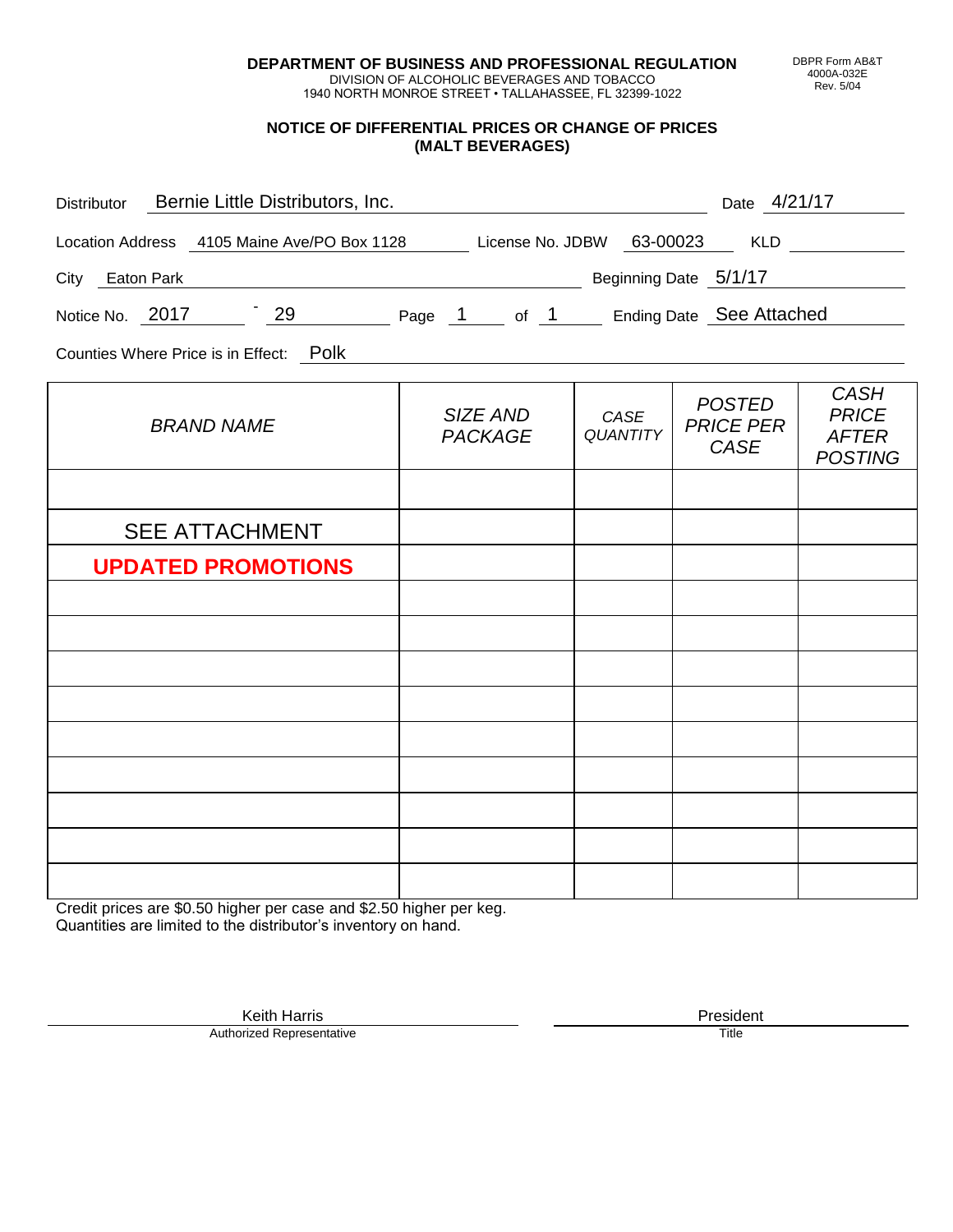**DEPARTMENT OF BUSINESS AND PROFESSIONAL REGULATION**
DIVISION OF ALCOHOLIC BEVERAGES AND TOBACCO
1940 NORTH MONROE STREET • TALLAHASSEE, FL 32399-1022

DBPR Form AB&T 4000A-032E Rev. 5/04

## NOTICE OF DIFFERENTIAL PRICES OR CHANGE OF PRICES (MALT BEVERAGES)

Distributor: Bernie Little Distributors, Inc.    Date: 4/21/17

Location Address: 4105 Maine Ave/PO Box 1128    License No. JDBW: 63-00023    KLD:

City: Eaton Park    Beginning Date: 5/1/17

Notice No. 2017 - 29    Page 1 of 1    Ending Date: See Attached

Counties Where Price is in Effect: Polk

| *BRAND NAME* | *SIZE AND PACKAGE* | *CASE QUANTITY* | *POSTED PRICE PER CASE* | *CASH PRICE AFTER POSTING* |
|---|---|---|---|---|
| | | | | |
| SEE ATTACHMENT | | | | |
| **UPDATED PROMOTIONS** | | | | |
| | | | | |
| | | | | |
| | | | | |
| | | | | |
| | | | | |
| | | | | |
| | | | | |
| | | | | |
| | | | | |

Credit prices are $0.50 higher per case and $2.50 higher per keg.
Quantities are limited to the distributor's inventory on hand.

Keith Harris
Authorized Representative

President
Title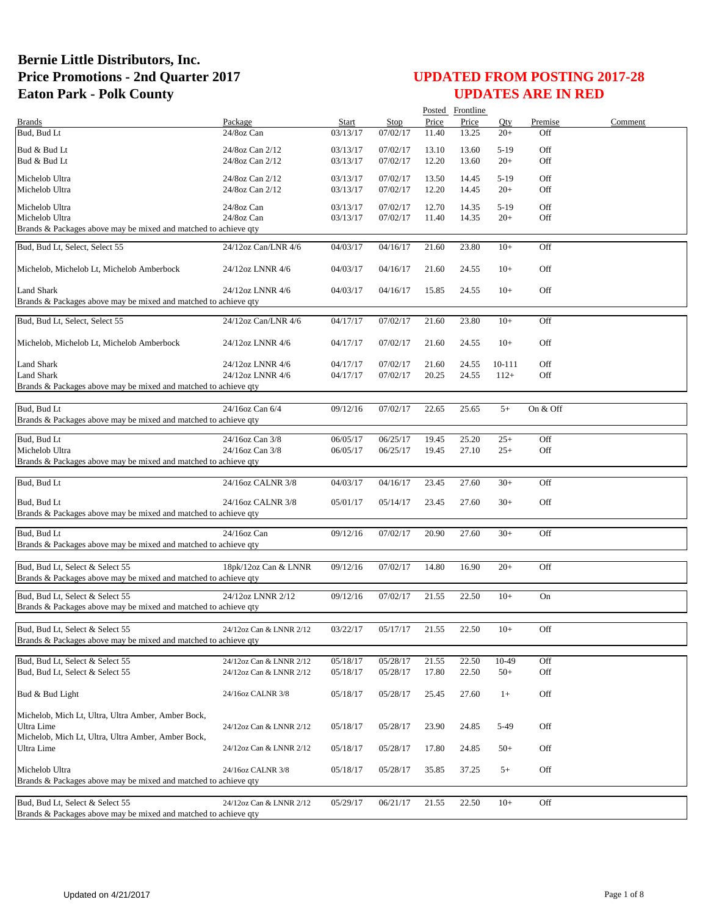# Bernie Little Distributors, Inc.
# Price Promotions - 2nd Quarter 2017
# Eaton Park - Polk County

## UPDATED FROM POSTING 2017-28
## UPDATES ARE IN RED

| Brands | Package | Start | Stop | Posted Price | Frontline Price | Qty | Premise | Comment |
|---|---|---|---|---|---|---|---|---|
| Bud, Bud Lt | 24/8oz Can | 03/13/17 | 07/02/17 | 11.40 | 13.25 | 20+ | Off | |
| Bud & Bud Lt | 24/8oz Can 2/12 | 03/13/17 | 07/02/17 | 13.10 | 13.60 | 5-19 | Off | |
| Bud & Bud Lt | 24/8oz Can 2/12 | 03/13/17 | 07/02/17 | 12.20 | 13.60 | 20+ | Off | |
| Michelob Ultra | 24/8oz Can 2/12 | 03/13/17 | 07/02/17 | 13.50 | 14.45 | 5-19 | Off | |
| Michelob Ultra | 24/8oz Can 2/12 | 03/13/17 | 07/02/17 | 12.20 | 14.45 | 20+ | Off | |
| Michelob Ultra | 24/8oz Can | 03/13/17 | 07/02/17 | 12.70 | 14.35 | 5-19 | Off | |
| Michelob Ultra | 24/8oz Can | 03/13/17 | 07/02/17 | 11.40 | 14.35 | 20+ | Off | |
| Brands & Packages above may be mixed and matched to achieve qty | | | | | | | | |
| Bud, Bud Lt, Select, Select 55 | 24/12oz Can/LNR 4/6 | 04/03/17 | 04/16/17 | 21.60 | 23.80 | 10+ | Off | |
| Michelob, Michelob Lt, Michelob Amberbock | 24/12oz LNNR 4/6 | 04/03/17 | 04/16/17 | 21.60 | 24.55 | 10+ | Off | |
| Land Shark | 24/12oz LNNR 4/6 | 04/03/17 | 04/16/17 | 15.85 | 24.55 | 10+ | Off | |
| Brands & Packages above may be mixed and matched to achieve qty | | | | | | | | |
| Bud, Bud Lt, Select, Select 55 | 24/12oz Can/LNR 4/6 | 04/17/17 | 07/02/17 | 21.60 | 23.80 | 10+ | Off | |
| Michelob, Michelob Lt, Michelob Amberbock | 24/12oz LNNR 4/6 | 04/17/17 | 07/02/17 | 21.60 | 24.55 | 10+ | Off | |
| Land Shark | 24/12oz LNNR 4/6 | 04/17/17 | 07/02/17 | 21.60 | 24.55 | 10-111 | Off | |
| Land Shark | 24/12oz LNNR 4/6 | 04/17/17 | 07/02/17 | 20.25 | 24.55 | 112+ | Off | |
| Brands & Packages above may be mixed and matched to achieve qty | | | | | | | | |
| Bud, Bud Lt | 24/16oz Can 6/4 | 09/12/16 | 07/02/17 | 22.65 | 25.65 | 5+ | On & Off | |
| Brands & Packages above may be mixed and matched to achieve qty | | | | | | | | |
| Bud, Bud Lt | 24/16oz Can 3/8 | 06/05/17 | 06/25/17 | 19.45 | 25.20 | 25+ | Off | |
| Michelob Ultra | 24/16oz Can 3/8 | 06/05/17 | 06/25/17 | 19.45 | 27.10 | 25+ | Off | |
| Brands & Packages above may be mixed and matched to achieve qty | | | | | | | | |
| Bud, Bud Lt | 24/16oz CALNR 3/8 | 04/03/17 | 04/16/17 | 23.45 | 27.60 | 30+ | Off | |
| Bud, Bud Lt | 24/16oz CALNR 3/8 | 05/01/17 | 05/14/17 | 23.45 | 27.60 | 30+ | Off | |
| Brands & Packages above may be mixed and matched to achieve qty | | | | | | | | |
| Bud, Bud Lt | 24/16oz Can | 09/12/16 | 07/02/17 | 20.90 | 27.60 | 30+ | Off | |
| Brands & Packages above may be mixed and matched to achieve qty | | | | | | | | |
| Bud, Bud Lt, Select & Select 55 | 18pk/12oz Can & LNNR | 09/12/16 | 07/02/17 | 14.80 | 16.90 | 20+ | Off | |
| Brands & Packages above may be mixed and matched to achieve qty | | | | | | | | |
| Bud, Bud Lt, Select & Select 55 | 24/12oz LNNR 2/12 | 09/12/16 | 07/02/17 | 21.55 | 22.50 | 10+ | On | |
| Brands & Packages above may be mixed and matched to achieve qty | | | | | | | | |
| Bud, Bud Lt, Select & Select 55 | 24/12oz Can & LNNR 2/12 | 03/22/17 | 05/17/17 | 21.55 | 22.50 | 10+ | Off | |
| Brands & Packages above may be mixed and matched to achieve qty | | | | | | | | |
| Bud, Bud Lt, Select & Select 55 | 24/12oz Can & LNNR 2/12 | 05/18/17 | 05/28/17 | 21.55 | 22.50 | 10-49 | Off | |
| Bud, Bud Lt, Select & Select 55 | 24/12oz Can & LNNR 2/12 | 05/18/17 | 05/28/17 | 17.80 | 22.50 | 50+ | Off | |
| Bud & Bud Light | 24/16oz CALNR 3/8 | 05/18/17 | 05/28/17 | 25.45 | 27.60 | 1+ | Off | |
| Michelob, Mich Lt, Ultra, Ultra Amber, Amber Bock, Ultra Lime | 24/12oz Can & LNNR 2/12 | 05/18/17 | 05/28/17 | 23.90 | 24.85 | 5-49 | Off | |
| Michelob, Mich Lt, Ultra, Ultra Amber, Amber Bock, Ultra Lime | 24/12oz Can & LNNR 2/12 | 05/18/17 | 05/28/17 | 17.80 | 24.85 | 50+ | Off | |
| Michelob Ultra | 24/16oz CALNR 3/8 | 05/18/17 | 05/28/17 | 35.85 | 37.25 | 5+ | Off | |
| Brands & Packages above may be mixed and matched to achieve qty | | | | | | | | |
| Bud, Bud Lt, Select & Select 55 | 24/12oz Can & LNNR 2/12 | 05/29/17 | 06/21/17 | 21.55 | 22.50 | 10+ | Off | |
| Brands & Packages above may be mixed and matched to achieve qty | | | | | | | | |

Updated on 4/21/2017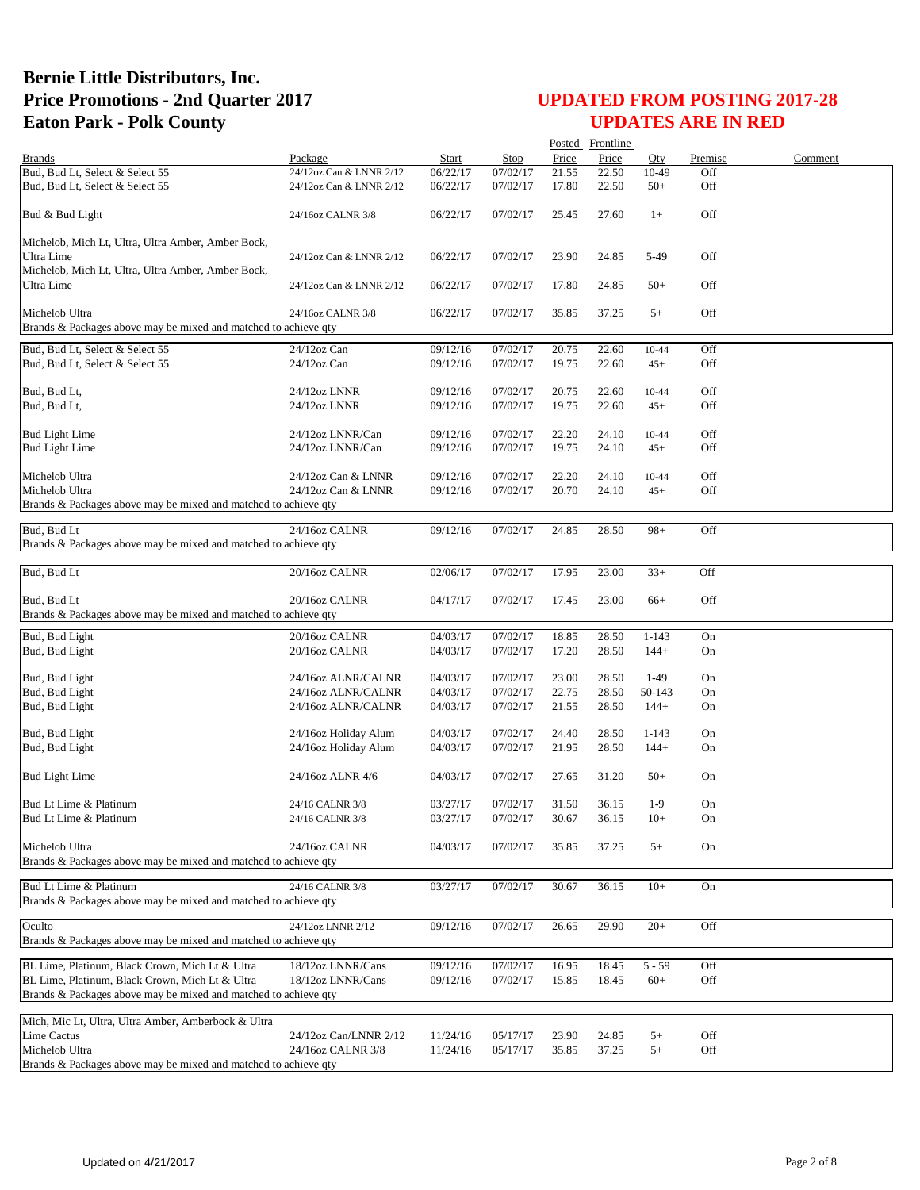# Bernie Little Distributors, Inc.
# Price Promotions - 2nd Quarter 2017
# Eaton Park - Polk County

## UPDATED FROM POSTING 2017-28
## UPDATES ARE IN RED

| Brands | Package | Start | Stop | Posted Price | Frontline Price | Qty | Premise | Comment |
|---|---|---|---|---|---|---|---|---|
| Bud, Bud Lt, Select & Select 55 | 24/12oz Can & LNNR 2/12 | 06/22/17 | 07/02/17 | 21.55 | 22.50 | 10-49 | Off | |
| Bud, Bud Lt, Select & Select 55 | 24/12oz Can & LNNR 2/12 | 06/22/17 | 07/02/17 | 17.80 | 22.50 | 50+ | Off | |
| Bud & Bud Light | 24/16oz CALNR 3/8 | 06/22/17 | 07/02/17 | 25.45 | 27.60 | 1+ | Off | |
| Michelob, Mich Lt, Ultra, Ultra Amber, Amber Bock, Ultra Lime | 24/12oz Can & LNNR 2/12 | 06/22/17 | 07/02/17 | 23.90 | 24.85 | 5-49 | Off | |
| Michelob, Mich Lt, Ultra, Ultra Amber, Amber Bock, Ultra Lime | 24/12oz Can & LNNR 2/12 | 06/22/17 | 07/02/17 | 17.80 | 24.85 | 50+ | Off | |
| Michelob Ultra | 24/16oz CALNR 3/8 | 06/22/17 | 07/02/17 | 35.85 | 37.25 | 5+ | Off | |
| Brands & Packages above may be mixed and matched to achieve qty | | | | | | | | |
| Bud, Bud Lt, Select & Select 55 | 24/12oz Can | 09/12/16 | 07/02/17 | 20.75 | 22.60 | 10-44 | Off | |
| Bud, Bud Lt, Select & Select 55 | 24/12oz Can | 09/12/16 | 07/02/17 | 19.75 | 22.60 | 45+ | Off | |
| Bud, Bud Lt, | 24/12oz LNNR | 09/12/16 | 07/02/17 | 20.75 | 22.60 | 10-44 | Off | |
| Bud, Bud Lt, | 24/12oz LNNR | 09/12/16 | 07/02/17 | 19.75 | 22.60 | 45+ | Off | |
| Bud Light Lime | 24/12oz LNNR/Can | 09/12/16 | 07/02/17 | 22.20 | 24.10 | 10-44 | Off | |
| Bud Light Lime | 24/12oz LNNR/Can | 09/12/16 | 07/02/17 | 19.75 | 24.10 | 45+ | Off | |
| Michelob Ultra | 24/12oz Can & LNNR | 09/12/16 | 07/02/17 | 22.20 | 24.10 | 10-44 | Off | |
| Michelob Ultra | 24/12oz Can & LNNR | 09/12/16 | 07/02/17 | 20.70 | 24.10 | 45+ | Off | |
| Brands & Packages above may be mixed and matched to achieve qty | | | | | | | | |
| Bud, Bud Lt | 24/16oz CALNR | 09/12/16 | 07/02/17 | 24.85 | 28.50 | 98+ | Off | |
| Brands & Packages above may be mixed and matched to achieve qty | | | | | | | | |
| Bud, Bud Lt | 20/16oz CALNR | 02/06/17 | 07/02/17 | 17.95 | 23.00 | 33+ | Off | |
| Bud, Bud Lt | 20/16oz CALNR | 04/17/17 | 07/02/17 | 17.45 | 23.00 | 66+ | Off | |
| Brands & Packages above may be mixed and matched to achieve qty | | | | | | | | |
| Bud, Bud Light | 20/16oz CALNR | 04/03/17 | 07/02/17 | 18.85 | 28.50 | 1-143 | On | |
| Bud, Bud Light | 20/16oz CALNR | 04/03/17 | 07/02/17 | 17.20 | 28.50 | 144+ | On | |
| Bud, Bud Light | 24/16oz ALNR/CALNR | 04/03/17 | 07/02/17 | 23.00 | 28.50 | 1-49 | On | |
| Bud, Bud Light | 24/16oz ALNR/CALNR | 04/03/17 | 07/02/17 | 22.75 | 28.50 | 50-143 | On | |
| Bud, Bud Light | 24/16oz ALNR/CALNR | 04/03/17 | 07/02/17 | 21.55 | 28.50 | 144+ | On | |
| Bud, Bud Light | 24/16oz Holiday Alum | 04/03/17 | 07/02/17 | 24.40 | 28.50 | 1-143 | On | |
| Bud, Bud Light | 24/16oz Holiday Alum | 04/03/17 | 07/02/17 | 21.95 | 28.50 | 144+ | On | |
| Bud Light Lime | 24/16oz ALNR 4/6 | 04/03/17 | 07/02/17 | 27.65 | 31.20 | 50+ | On | |
| Bud Lt Lime & Platinum | 24/16 CALNR 3/8 | 03/27/17 | 07/02/17 | 31.50 | 36.15 | 1-9 | On | |
| Bud Lt Lime & Platinum | 24/16 CALNR 3/8 | 03/27/17 | 07/02/17 | 30.67 | 36.15 | 10+ | On | |
| Michelob Ultra | 24/16oz CALNR | 04/03/17 | 07/02/17 | 35.85 | 37.25 | 5+ | On | |
| Brands & Packages above may be mixed and matched to achieve qty | | | | | | | | |
| Bud Lt Lime & Platinum | 24/16 CALNR 3/8 | 03/27/17 | 07/02/17 | 30.67 | 36.15 | 10+ | On | |
| Brands & Packages above may be mixed and matched to achieve qty | | | | | | | | |
| Oculto | 24/12oz LNNR 2/12 | 09/12/16 | 07/02/17 | 26.65 | 29.90 | 20+ | Off | |
| Brands & Packages above may be mixed and matched to achieve qty | | | | | | | | |
| BL Lime, Platinum, Black Crown, Mich Lt & Ultra | 18/12oz LNNR/Cans | 09/12/16 | 07/02/17 | 16.95 | 18.45 | 5 - 59 | Off | |
| BL Lime, Platinum, Black Crown, Mich Lt & Ultra | 18/12oz LNNR/Cans | 09/12/16 | 07/02/17 | 15.85 | 18.45 | 60+ | Off | |
| Brands & Packages above may be mixed and matched to achieve qty | | | | | | | | |
| Mich, Mic Lt, Ultra, Ultra Amber, Amberbock & Ultra Lime Cactus | 24/12oz Can/LNNR 2/12 | 11/24/16 | 05/17/17 | 23.90 | 24.85 | 5+ | Off | |
| Michelob Ultra | 24/16oz CALNR 3/8 | 11/24/16 | 05/17/17 | 35.85 | 37.25 | 5+ | Off | |
| Brands & Packages above may be mixed and matched to achieve qty | | | | | | | | |

Updated on 4/21/2017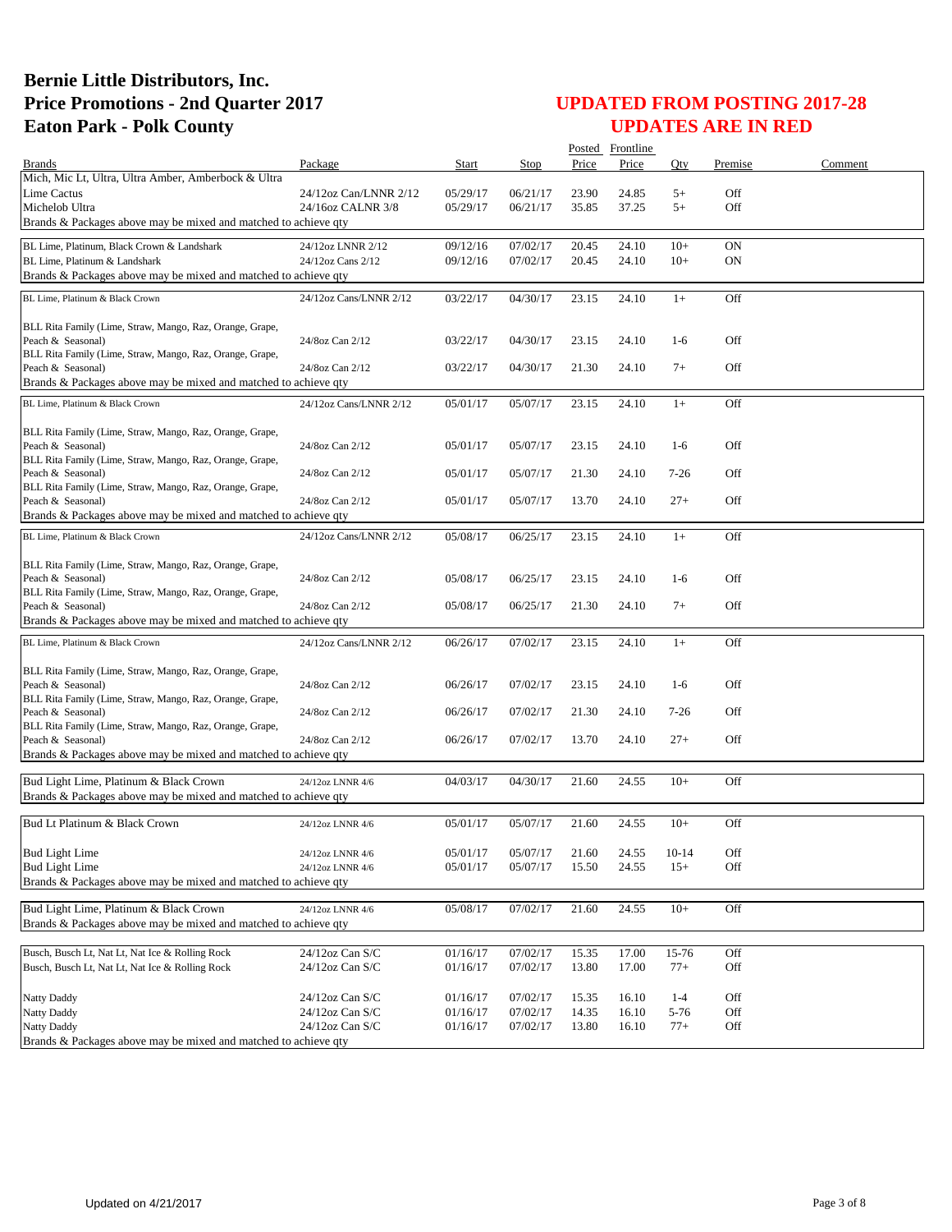# Bernie Little Distributors, Inc.
# Price Promotions - 2nd Quarter 2017
# Eaton Park - Polk County

## UPDATED FROM POSTING 2017-28
## UPDATES ARE IN RED

| Brands | Package | Start | Stop | Posted Price | Frontline Price | Qty | Premise | Comment |
|---|---|---|---|---|---|---|---|---|
| Mich, Mic Lt, Ultra, Ultra Amber, Amberbock & Ultra | | | | | | | | |
| Lime Cactus | 24/12oz Can/LNNR 2/12 | 05/29/17 | 06/21/17 | 23.90 | 24.85 | 5+ | Off | |
| Michelob Ultra | 24/16oz CALNR 3/8 | 05/29/17 | 06/21/17 | 35.85 | 37.25 | 5+ | Off | |
| Brands & Packages above may be mixed and matched to achieve qty | | | | | | | | |
| BL Lime, Platinum, Black Crown & Landshark | 24/12oz LNNR 2/12 | 09/12/16 | 07/02/17 | 20.45 | 24.10 | 10+ | ON | |
| BL Lime, Platinum & Landshark | 24/12oz Cans 2/12 | 09/12/16 | 07/02/17 | 20.45 | 24.10 | 10+ | ON | |
| Brands & Packages above may be mixed and matched to achieve qty | | | | | | | | |
| BL Lime, Platinum & Black Crown | 24/12oz Cans/LNNR 2/12 | 03/22/17 | 04/30/17 | 23.15 | 24.10 | 1+ | Off | |
| BLL Rita Family (Lime, Straw, Mango, Raz, Orange, Grape, Peach & Seasonal) | 24/8oz Can 2/12 | 03/22/17 | 04/30/17 | 23.15 | 24.10 | 1-6 | Off | |
| BLL Rita Family (Lime, Straw, Mango, Raz, Orange, Grape, Peach & Seasonal) | 24/8oz Can 2/12 | 03/22/17 | 04/30/17 | 21.30 | 24.10 | 7+ | Off | |
| Brands & Packages above may be mixed and matched to achieve qty | | | | | | | | |
| BL Lime, Platinum & Black Crown | 24/12oz Cans/LNNR 2/12 | 05/01/17 | 05/07/17 | 23.15 | 24.10 | 1+ | Off | |
| BLL Rita Family (Lime, Straw, Mango, Raz, Orange, Grape, Peach & Seasonal) | 24/8oz Can 2/12 | 05/01/17 | 05/07/17 | 23.15 | 24.10 | 1-6 | Off | |
| BLL Rita Family (Lime, Straw, Mango, Raz, Orange, Grape, Peach & Seasonal) | 24/8oz Can 2/12 | 05/01/17 | 05/07/17 | 21.30 | 24.10 | 7-26 | Off | |
| BLL Rita Family (Lime, Straw, Mango, Raz, Orange, Grape, Peach & Seasonal) | 24/8oz Can 2/12 | 05/01/17 | 05/07/17 | 13.70 | 24.10 | 27+ | Off | |
| Brands & Packages above may be mixed and matched to achieve qty | | | | | | | | |
| BL Lime, Platinum & Black Crown | 24/12oz Cans/LNNR 2/12 | 05/08/17 | 06/25/17 | 23.15 | 24.10 | 1+ | Off | |
| BLL Rita Family (Lime, Straw, Mango, Raz, Orange, Grape, Peach & Seasonal) | 24/8oz Can 2/12 | 05/08/17 | 06/25/17 | 23.15 | 24.10 | 1-6 | Off | |
| BLL Rita Family (Lime, Straw, Mango, Raz, Orange, Grape, Peach & Seasonal) | 24/8oz Can 2/12 | 05/08/17 | 06/25/17 | 21.30 | 24.10 | 7+ | Off | |
| Brands & Packages above may be mixed and matched to achieve qty | | | | | | | | |
| BL Lime, Platinum & Black Crown | 24/12oz Cans/LNNR 2/12 | 06/26/17 | 07/02/17 | 23.15 | 24.10 | 1+ | Off | |
| BLL Rita Family (Lime, Straw, Mango, Raz, Orange, Grape, Peach & Seasonal) | 24/8oz Can 2/12 | 06/26/17 | 07/02/17 | 23.15 | 24.10 | 1-6 | Off | |
| BLL Rita Family (Lime, Straw, Mango, Raz, Orange, Grape, Peach & Seasonal) | 24/8oz Can 2/12 | 06/26/17 | 07/02/17 | 21.30 | 24.10 | 7-26 | Off | |
| BLL Rita Family (Lime, Straw, Mango, Raz, Orange, Grape, Peach & Seasonal) | 24/8oz Can 2/12 | 06/26/17 | 07/02/17 | 13.70 | 24.10 | 27+ | Off | |
| Brands & Packages above may be mixed and matched to achieve qty | | | | | | | | |
| Bud Light Lime, Platinum & Black Crown | 24/12oz LNNR 4/6 | 04/03/17 | 04/30/17 | 21.60 | 24.55 | 10+ | Off | |
| Brands & Packages above may be mixed and matched to achieve qty | | | | | | | | |
| Bud Lt Platinum & Black Crown | 24/12oz LNNR 4/6 | 05/01/17 | 05/07/17 | 21.60 | 24.55 | 10+ | Off | |
| Bud Light Lime | 24/12oz LNNR 4/6 | 05/01/17 | 05/07/17 | 21.60 | 24.55 | 10-14 | Off | |
| Bud Light Lime | 24/12oz LNNR 4/6 | 05/01/17 | 05/07/17 | 15.50 | 24.55 | 15+ | Off | |
| Brands & Packages above may be mixed and matched to achieve qty | | | | | | | | |
| Bud Light Lime, Platinum & Black Crown | 24/12oz LNNR 4/6 | 05/08/17 | 07/02/17 | 21.60 | 24.55 | 10+ | Off | |
| Brands & Packages above may be mixed and matched to achieve qty | | | | | | | | |
| Busch, Busch Lt, Nat Lt, Nat Ice & Rolling Rock | 24/12oz Can S/C | 01/16/17 | 07/02/17 | 15.35 | 17.00 | 15-76 | Off | |
| Busch, Busch Lt, Nat Lt, Nat Ice & Rolling Rock | 24/12oz Can S/C | 01/16/17 | 07/02/17 | 13.80 | 17.00 | 77+ | Off | |
| Natty Daddy | 24/12oz Can S/C | 01/16/17 | 07/02/17 | 15.35 | 16.10 | 1-4 | Off | |
| Natty Daddy | 24/12oz Can S/C | 01/16/17 | 07/02/17 | 14.35 | 16.10 | 5-76 | Off | |
| Natty Daddy | 24/12oz Can S/C | 01/16/17 | 07/02/17 | 13.80 | 16.10 | 77+ | Off | |
| Brands & Packages above may be mixed and matched to achieve qty | | | | | | | | |

Updated on 4/21/2017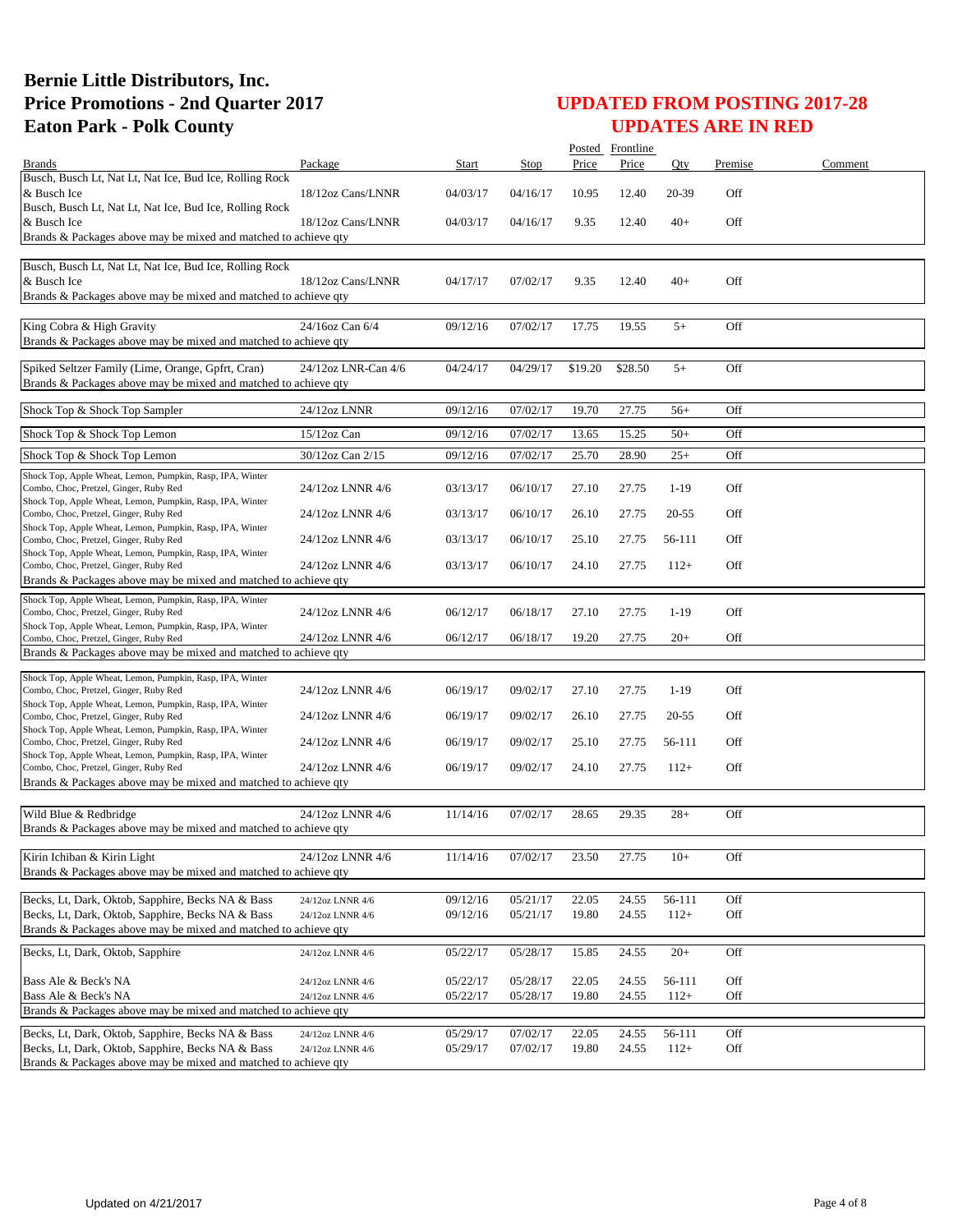# Bernie Little Distributors, Inc.
# Price Promotions - 2nd Quarter 2017
# Eaton Park - Polk County

## UPDATED FROM POSTING 2017-28
## UPDATES ARE IN RED

| Brands | Package | Start | Stop | Posted Price | Frontline Price | Qty | Premise | Comment |
|---|---|---|---|---|---|---|---|---|
| Busch, Busch Lt, Nat Lt, Nat Ice, Bud Ice, Rolling Rock & Busch Ice | 18/12oz Cans/LNNR | 04/03/17 | 04/16/17 | 10.95 | 12.40 | 20-39 | Off | |
| Busch, Busch Lt, Nat Lt, Nat Ice, Bud Ice, Rolling Rock & Busch Ice | 18/12oz Cans/LNNR | 04/03/17 | 04/16/17 | 9.35 | 12.40 | 40+ | Off | |
| Brands & Packages above may be mixed and matched to achieve qty | | | | | | | | |
| Busch, Busch Lt, Nat Lt, Nat Ice, Bud Ice, Rolling Rock & Busch Ice | 18/12oz Cans/LNNR | 04/17/17 | 07/02/17 | 9.35 | 12.40 | 40+ | Off | |
| Brands & Packages above may be mixed and matched to achieve qty | | | | | | | | |
| King Cobra & High Gravity | 24/16oz Can 6/4 | 09/12/16 | 07/02/17 | 17.75 | 19.55 | 5+ | Off | |
| Brands & Packages above may be mixed and matched to achieve qty | | | | | | | | |
| Spiked Seltzer Family (Lime, Orange, Gpfrt, Cran) | 24/12oz LNR-Can 4/6 | 04/24/17 | 04/29/17 | $19.20 | $28.50 | 5+ | Off | |
| Brands & Packages above may be mixed and matched to achieve qty | | | | | | | | |
| Shock Top & Shock Top Sampler | 24/12oz LNNR | 09/12/16 | 07/02/17 | 19.70 | 27.75 | 56+ | Off | |
| Shock Top & Shock Top Lemon | 15/12oz Can | 09/12/16 | 07/02/17 | 13.65 | 15.25 | 50+ | Off | |
| Shock Top & Shock Top Lemon | 30/12oz Can 2/15 | 09/12/16 | 07/02/17 | 25.70 | 28.90 | 25+ | Off | |
| Shock Top, Apple Wheat, Lemon, Pumpkin, Rasp, IPA, Winter Combo, Choc, Pretzel, Ginger, Ruby Red | 24/12oz LNNR 4/6 | 03/13/17 | 06/10/17 | 27.10 | 27.75 | 1-19 | Off | |
| Shock Top, Apple Wheat, Lemon, Pumpkin, Rasp, IPA, Winter Combo, Choc, Pretzel, Ginger, Ruby Red | 24/12oz LNNR 4/6 | 03/13/17 | 06/10/17 | 26.10 | 27.75 | 20-55 | Off | |
| Shock Top, Apple Wheat, Lemon, Pumpkin, Rasp, IPA, Winter Combo, Choc, Pretzel, Ginger, Ruby Red | 24/12oz LNNR 4/6 | 03/13/17 | 06/10/17 | 25.10 | 27.75 | 56-111 | Off | |
| Shock Top, Apple Wheat, Lemon, Pumpkin, Rasp, IPA, Winter Combo, Choc, Pretzel, Ginger, Ruby Red | 24/12oz LNNR 4/6 | 03/13/17 | 06/10/17 | 24.10 | 27.75 | 112+ | Off | |
| Brands & Packages above may be mixed and matched to achieve qty | | | | | | | | |
| Shock Top, Apple Wheat, Lemon, Pumpkin, Rasp, IPA, Winter Combo, Choc, Pretzel, Ginger, Ruby Red | 24/12oz LNNR 4/6 | 06/12/17 | 06/18/17 | 27.10 | 27.75 | 1-19 | Off | |
| Shock Top, Apple Wheat, Lemon, Pumpkin, Rasp, IPA, Winter Combo, Choc, Pretzel, Ginger, Ruby Red | 24/12oz LNNR 4/6 | 06/12/17 | 06/18/17 | 19.20 | 27.75 | 20+ | Off | |
| Brands & Packages above may be mixed and matched to achieve qty | | | | | | | | |
| Shock Top, Apple Wheat, Lemon, Pumpkin, Rasp, IPA, Winter Combo, Choc, Pretzel, Ginger, Ruby Red | 24/12oz LNNR 4/6 | 06/19/17 | 09/02/17 | 27.10 | 27.75 | 1-19 | Off | |
| Shock Top, Apple Wheat, Lemon, Pumpkin, Rasp, IPA, Winter Combo, Choc, Pretzel, Ginger, Ruby Red | 24/12oz LNNR 4/6 | 06/19/17 | 09/02/17 | 26.10 | 27.75 | 20-55 | Off | |
| Shock Top, Apple Wheat, Lemon, Pumpkin, Rasp, IPA, Winter Combo, Choc, Pretzel, Ginger, Ruby Red | 24/12oz LNNR 4/6 | 06/19/17 | 09/02/17 | 25.10 | 27.75 | 56-111 | Off | |
| Shock Top, Apple Wheat, Lemon, Pumpkin, Rasp, IPA, Winter Combo, Choc, Pretzel, Ginger, Ruby Red | 24/12oz LNNR 4/6 | 06/19/17 | 09/02/17 | 24.10 | 27.75 | 112+ | Off | |
| Brands & Packages above may be mixed and matched to achieve qty | | | | | | | | |
| Wild Blue & Redbridge | 24/12oz LNNR 4/6 | 11/14/16 | 07/02/17 | 28.65 | 29.35 | 28+ | Off | |
| Brands & Packages above may be mixed and matched to achieve qty | | | | | | | | |
| Kirin Ichiban & Kirin Light | 24/12oz LNNR 4/6 | 11/14/16 | 07/02/17 | 23.50 | 27.75 | 10+ | Off | |
| Brands & Packages above may be mixed and matched to achieve qty | | | | | | | | |
| Becks, Lt, Dark, Oktob, Sapphire, Becks NA & Bass | 24/12oz LNNR 4/6 | 09/12/16 | 05/21/17 | 22.05 | 24.55 | 56-111 | Off | |
| Becks, Lt, Dark, Oktob, Sapphire, Becks NA & Bass | 24/12oz LNNR 4/6 | 09/12/16 | 05/21/17 | 19.80 | 24.55 | 112+ | Off | |
| Brands & Packages above may be mixed and matched to achieve qty | | | | | | | | |
| Becks, Lt, Dark, Oktob, Sapphire | 24/12oz LNNR 4/6 | 05/22/17 | 05/28/17 | 15.85 | 24.55 | 20+ | Off | |
| Bass Ale & Beck's NA | 24/12oz LNNR 4/6 | 05/22/17 | 05/28/17 | 22.05 | 24.55 | 56-111 | Off | |
| Bass Ale & Beck's NA | 24/12oz LNNR 4/6 | 05/22/17 | 05/28/17 | 19.80 | 24.55 | 112+ | Off | |
| Brands & Packages above may be mixed and matched to achieve qty | | | | | | | | |
| Becks, Lt, Dark, Oktob, Sapphire, Becks NA & Bass | 24/12oz LNNR 4/6 | 05/29/17 | 07/02/17 | 22.05 | 24.55 | 56-111 | Off | |
| Becks, Lt, Dark, Oktob, Sapphire, Becks NA & Bass | 24/12oz LNNR 4/6 | 05/29/17 | 07/02/17 | 19.80 | 24.55 | 112+ | Off | |
| Brands & Packages above may be mixed and matched to achieve qty | | | | | | | | |

Updated on 4/21/2017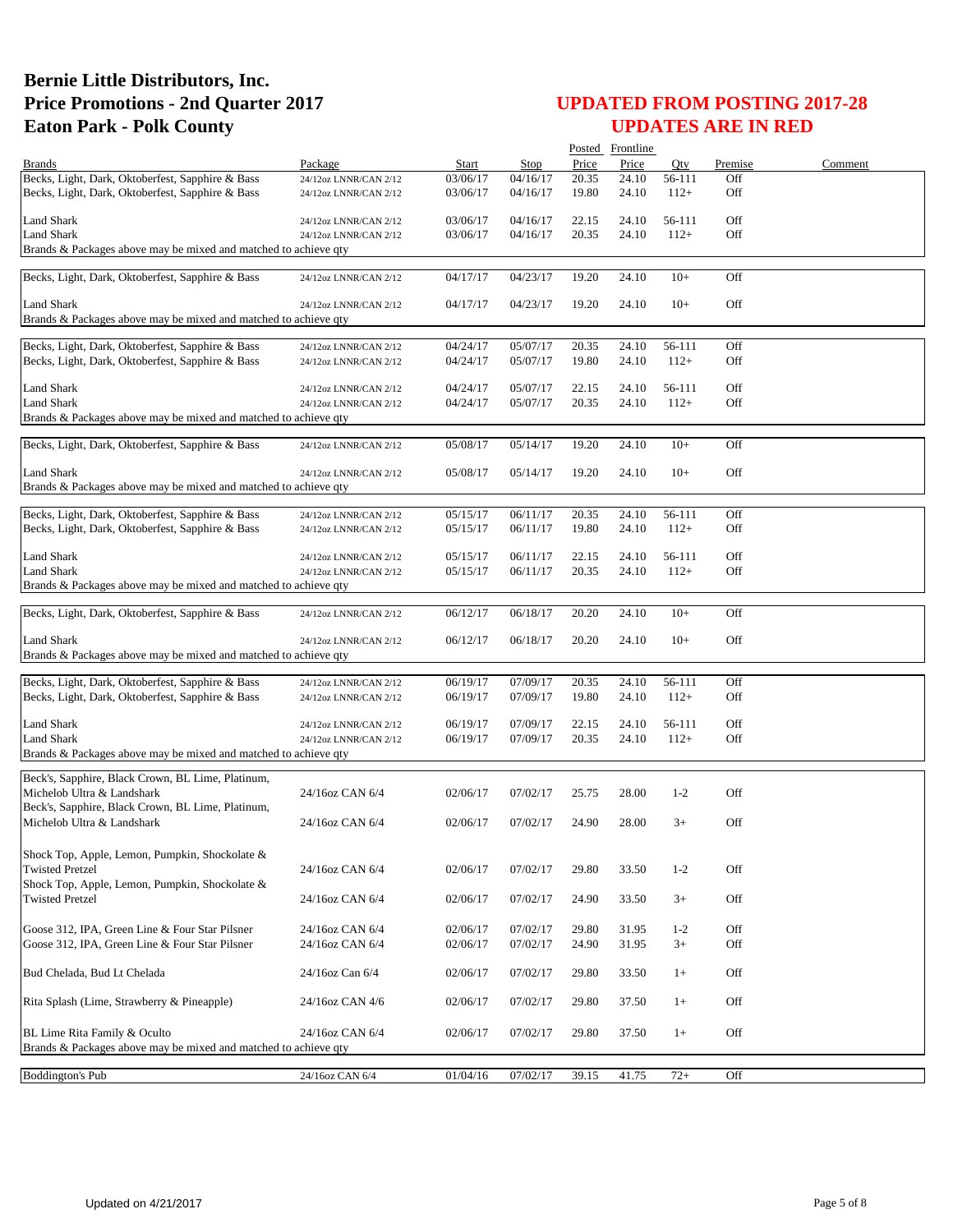# Bernie Little Distributors, Inc.
# Price Promotions - 2nd Quarter 2017
# Eaton Park - Polk County

## UPDATED FROM POSTING 2017-28
## UPDATES ARE IN RED

| Brands | Package | Start | Stop | Posted Price | Frontline Price | Qty | Premise | Comment |
|---|---|---|---|---|---|---|---|---|
| Becks, Light, Dark, Oktoberfest, Sapphire & Bass | 24/12oz LNNR/CAN 2/12 | 03/06/17 | 04/16/17 | 20.35 | 24.10 | 56-111 | Off | |
| Becks, Light, Dark, Oktoberfest, Sapphire & Bass | 24/12oz LNNR/CAN 2/12 | 03/06/17 | 04/16/17 | 19.80 | 24.10 | 112+ | Off | |
| Land Shark | 24/12oz LNNR/CAN 2/12 | 03/06/17 | 04/16/17 | 22.15 | 24.10 | 56-111 | Off | |
| Land Shark | 24/12oz LNNR/CAN 2/12 | 03/06/17 | 04/16/17 | 20.35 | 24.10 | 112+ | Off | |
| Brands & Packages above may be mixed and matched to achieve qty | | | | | | | | |
| Becks, Light, Dark, Oktoberfest, Sapphire & Bass | 24/12oz LNNR/CAN 2/12 | 04/17/17 | 04/23/17 | 19.20 | 24.10 | 10+ | Off | |
| Land Shark | 24/12oz LNNR/CAN 2/12 | 04/17/17 | 04/23/17 | 19.20 | 24.10 | 10+ | Off | |
| Brands & Packages above may be mixed and matched to achieve qty | | | | | | | | |
| Becks, Light, Dark, Oktoberfest, Sapphire & Bass | 24/12oz LNNR/CAN 2/12 | 04/24/17 | 05/07/17 | 20.35 | 24.10 | 56-111 | Off | |
| Becks, Light, Dark, Oktoberfest, Sapphire & Bass | 24/12oz LNNR/CAN 2/12 | 04/24/17 | 05/07/17 | 19.80 | 24.10 | 112+ | Off | |
| Land Shark | 24/12oz LNNR/CAN 2/12 | 04/24/17 | 05/07/17 | 22.15 | 24.10 | 56-111 | Off | |
| Land Shark | 24/12oz LNNR/CAN 2/12 | 04/24/17 | 05/07/17 | 20.35 | 24.10 | 112+ | Off | |
| Brands & Packages above may be mixed and matched to achieve qty | | | | | | | | |
| Becks, Light, Dark, Oktoberfest, Sapphire & Bass | 24/12oz LNNR/CAN 2/12 | 05/08/17 | 05/14/17 | 19.20 | 24.10 | 10+ | Off | |
| Land Shark | 24/12oz LNNR/CAN 2/12 | 05/08/17 | 05/14/17 | 19.20 | 24.10 | 10+ | Off | |
| Brands & Packages above may be mixed and matched to achieve qty | | | | | | | | |
| Becks, Light, Dark, Oktoberfest, Sapphire & Bass | 24/12oz LNNR/CAN 2/12 | 05/15/17 | 06/11/17 | 20.35 | 24.10 | 56-111 | Off | |
| Becks, Light, Dark, Oktoberfest, Sapphire & Bass | 24/12oz LNNR/CAN 2/12 | 05/15/17 | 06/11/17 | 19.80 | 24.10 | 112+ | Off | |
| Land Shark | 24/12oz LNNR/CAN 2/12 | 05/15/17 | 06/11/17 | 22.15 | 24.10 | 56-111 | Off | |
| Land Shark | 24/12oz LNNR/CAN 2/12 | 05/15/17 | 06/11/17 | 20.35 | 24.10 | 112+ | Off | |
| Brands & Packages above may be mixed and matched to achieve qty | | | | | | | | |
| Becks, Light, Dark, Oktoberfest, Sapphire & Bass | 24/12oz LNNR/CAN 2/12 | 06/12/17 | 06/18/17 | 20.20 | 24.10 | 10+ | Off | |
| Land Shark | 24/12oz LNNR/CAN 2/12 | 06/12/17 | 06/18/17 | 20.20 | 24.10 | 10+ | Off | |
| Brands & Packages above may be mixed and matched to achieve qty | | | | | | | | |
| Becks, Light, Dark, Oktoberfest, Sapphire & Bass | 24/12oz LNNR/CAN 2/12 | 06/19/17 | 07/09/17 | 20.35 | 24.10 | 56-111 | Off | |
| Becks, Light, Dark, Oktoberfest, Sapphire & Bass | 24/12oz LNNR/CAN 2/12 | 06/19/17 | 07/09/17 | 19.80 | 24.10 | 112+ | Off | |
| Land Shark | 24/12oz LNNR/CAN 2/12 | 06/19/17 | 07/09/17 | 22.15 | 24.10 | 56-111 | Off | |
| Land Shark | 24/12oz LNNR/CAN 2/12 | 06/19/17 | 07/09/17 | 20.35 | 24.10 | 112+ | Off | |
| Brands & Packages above may be mixed and matched to achieve qty | | | | | | | | |
| Beck's, Sapphire, Black Crown, BL Lime, Platinum, Michelob Ultra & Landshark | 24/16oz CAN 6/4 | 02/06/17 | 07/02/17 | 25.75 | 28.00 | 1-2 | Off | |
| Beck's, Sapphire, Black Crown, BL Lime, Platinum, Michelob Ultra & Landshark | 24/16oz CAN 6/4 | 02/06/17 | 07/02/17 | 24.90 | 28.00 | 3+ | Off | |
| Shock Top, Apple, Lemon, Pumpkin, Shockolate & Twisted Pretzel | 24/16oz CAN 6/4 | 02/06/17 | 07/02/17 | 29.80 | 33.50 | 1-2 | Off | |
| Shock Top, Apple, Lemon, Pumpkin, Shockolate & Twisted Pretzel | 24/16oz CAN 6/4 | 02/06/17 | 07/02/17 | 24.90 | 33.50 | 3+ | Off | |
| Goose 312, IPA, Green Line & Four Star Pilsner | 24/16oz CAN 6/4 | 02/06/17 | 07/02/17 | 29.80 | 31.95 | 1-2 | Off | |
| Goose 312, IPA, Green Line & Four Star Pilsner | 24/16oz CAN 6/4 | 02/06/17 | 07/02/17 | 24.90 | 31.95 | 3+ | Off | |
| Bud Chelada, Bud Lt Chelada | 24/16oz Can 6/4 | 02/06/17 | 07/02/17 | 29.80 | 33.50 | 1+ | Off | |
| Rita Splash (Lime, Strawberry & Pineapple) | 24/16oz CAN 4/6 | 02/06/17 | 07/02/17 | 29.80 | 37.50 | 1+ | Off | |
| BL Lime Rita Family & Oculto | 24/16oz CAN 6/4 | 02/06/17 | 07/02/17 | 29.80 | 37.50 | 1+ | Off | |
| Brands & Packages above may be mixed and matched to achieve qty | | | | | | | | |
| Boddington's Pub | 24/16oz CAN 6/4 | 01/04/16 | 07/02/17 | 39.15 | 41.75 | 72+ | Off | |

Updated on 4/21/2017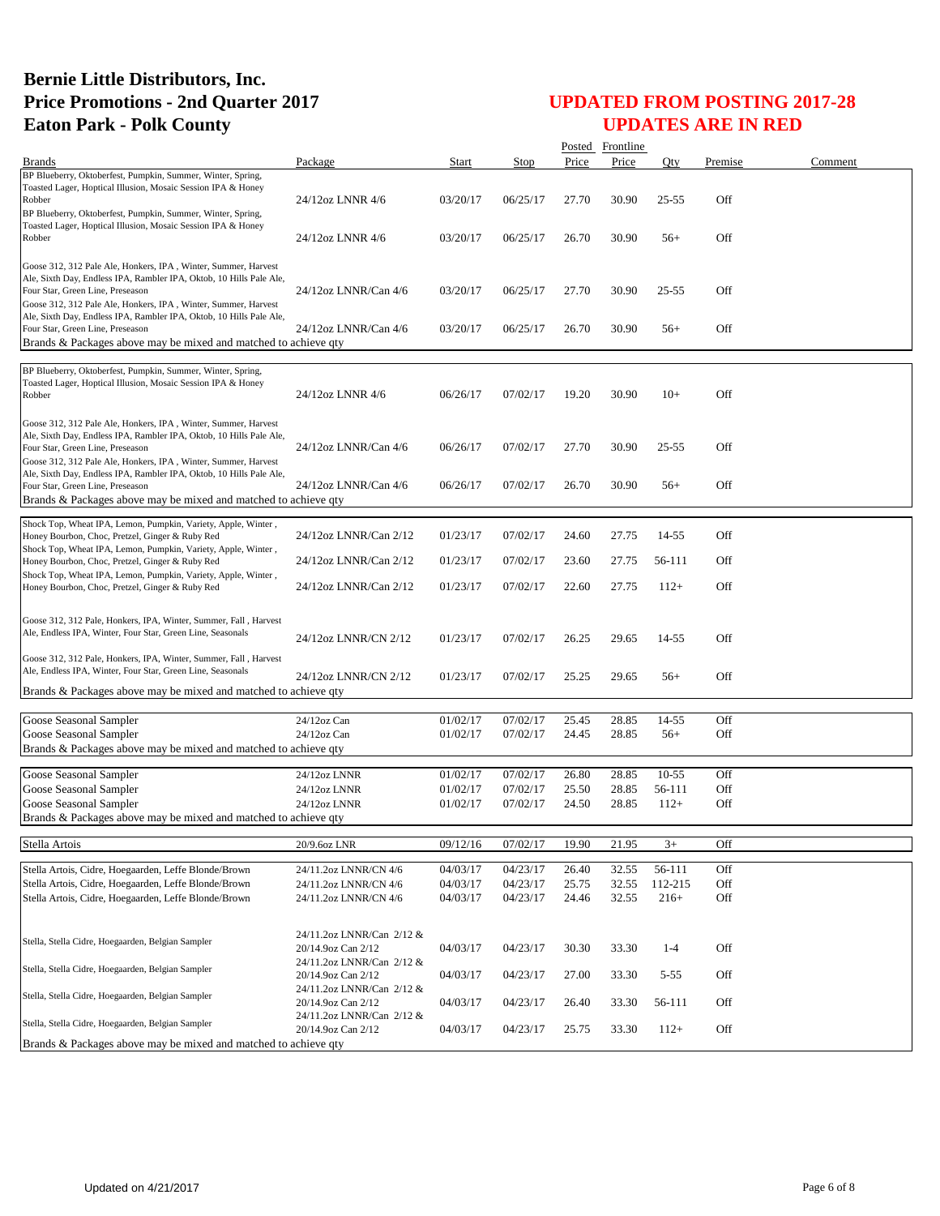# Bernie Little Distributors, Inc.
# Price Promotions - 2nd Quarter 2017
# Eaton Park - Polk County

## UPDATED FROM POSTING 2017-28
## UPDATES ARE IN RED

| Brands | Package | Start | Stop | Posted Price | Frontline Price | Qty | Premise | Comment |
|---|---|---|---|---|---|---|---|---|
| BP Blueberry, Oktoberfest, Pumpkin, Summer, Winter, Spring, Toasted Lager, Hoptical Illusion, Mosaic Session IPA & Honey Robber | 24/12oz LNNR 4/6 | 03/20/17 | 06/25/17 | 27.70 | 30.90 | 25-55 | Off | |
| BP Blueberry, Oktoberfest, Pumpkin, Summer, Winter, Spring, Toasted Lager, Hoptical Illusion, Mosaic Session IPA & Honey Robber | 24/12oz LNNR 4/6 | 03/20/17 | 06/25/17 | 26.70 | 30.90 | 56+ | Off | |
| Goose 312, 312 Pale Ale, Honkers, IPA , Winter, Summer, Harvest Ale, Sixth Day, Endless IPA, Rambler IPA, Oktob, 10 Hills Pale Ale, Four Star, Green Line, Preseason | 24/12oz LNNR/Can 4/6 | 03/20/17 | 06/25/17 | 27.70 | 30.90 | 25-55 | Off | |
| Goose 312, 312 Pale Ale, Honkers, IPA , Winter, Summer, Harvest Ale, Sixth Day, Endless IPA, Rambler IPA, Oktob, 10 Hills Pale Ale, Four Star, Green Line, Preseason | 24/12oz LNNR/Can 4/6 | 03/20/17 | 06/25/17 | 26.70 | 30.90 | 56+ | Off | |
| Brands & Packages above may be mixed and matched to achieve qty | | | | | | | | |
| BP Blueberry, Oktoberfest, Pumpkin, Summer, Winter, Spring, Toasted Lager, Hoptical Illusion, Mosaic Session IPA & Honey Robber | 24/12oz LNNR 4/6 | 06/26/17 | 07/02/17 | 19.20 | 30.90 | 10+ | Off | |
| Goose 312, 312 Pale Ale, Honkers, IPA , Winter, Summer, Harvest Ale, Sixth Day, Endless IPA, Rambler IPA, Oktob, 10 Hills Pale Ale, Four Star, Green Line, Preseason | 24/12oz LNNR/Can 4/6 | 06/26/17 | 07/02/17 | 27.70 | 30.90 | 25-55 | Off | |
| Goose 312, 312 Pale Ale, Honkers, IPA , Winter, Summer, Harvest Ale, Sixth Day, Endless IPA, Rambler IPA, Oktob, 10 Hills Pale Ale, Four Star, Green Line, Preseason | 24/12oz LNNR/Can 4/6 | 06/26/17 | 07/02/17 | 26.70 | 30.90 | 56+ | Off | |
| Brands & Packages above may be mixed and matched to achieve qty | | | | | | | | |
| Shock Top, Wheat IPA, Lemon, Pumpkin, Variety, Apple, Winter , Honey Bourbon, Choc, Pretzel, Ginger & Ruby Red | 24/12oz LNNR/Can 2/12 | 01/23/17 | 07/02/17 | 24.60 | 27.75 | 14-55 | Off | |
| Shock Top, Wheat IPA, Lemon, Pumpkin, Variety, Apple, Winter , Honey Bourbon, Choc, Pretzel, Ginger & Ruby Red | 24/12oz LNNR/Can 2/12 | 01/23/17 | 07/02/17 | 23.60 | 27.75 | 56-111 | Off | |
| Shock Top, Wheat IPA, Lemon, Pumpkin, Variety, Apple, Winter , Honey Bourbon, Choc, Pretzel, Ginger & Ruby Red | 24/12oz LNNR/Can 2/12 | 01/23/17 | 07/02/17 | 22.60 | 27.75 | 112+ | Off | |
| Goose 312, 312 Pale, Honkers, IPA, Winter, Summer, Fall , Harvest Ale, Endless IPA, Winter, Four Star, Green Line, Seasonals | 24/12oz LNNR/CN 2/12 | 01/23/17 | 07/02/17 | 26.25 | 29.65 | 14-55 | Off | |
| Goose 312, 312 Pale, Honkers, IPA, Winter, Summer, Fall , Harvest Ale, Endless IPA, Winter, Four Star, Green Line, Seasonals | 24/12oz LNNR/CN 2/12 | 01/23/17 | 07/02/17 | 25.25 | 29.65 | 56+ | Off | |
| Brands & Packages above may be mixed and matched to achieve qty | | | | | | | | |
| Goose Seasonal Sampler | 24/12oz Can | 01/02/17 | 07/02/17 | 25.45 | 28.85 | 14-55 | Off | |
| Goose Seasonal Sampler | 24/12oz Can | 01/02/17 | 07/02/17 | 24.45 | 28.85 | 56+ | Off | |
| Brands & Packages above may be mixed and matched to achieve qty | | | | | | | | |
| Goose Seasonal Sampler | 24/12oz LNNR | 01/02/17 | 07/02/17 | 26.80 | 28.85 | 10-55 | Off | |
| Goose Seasonal Sampler | 24/12oz LNNR | 01/02/17 | 07/02/17 | 25.50 | 28.85 | 56-111 | Off | |
| Goose Seasonal Sampler | 24/12oz LNNR | 01/02/17 | 07/02/17 | 24.50 | 28.85 | 112+ | Off | |
| Brands & Packages above may be mixed and matched to achieve qty | | | | | | | | |
| Stella Artois | 20/9.6oz LNR | 09/12/16 | 07/02/17 | 19.90 | 21.95 | 3+ | Off | |
| Stella Artois, Cidre, Hoegaarden, Leffe Blonde/Brown | 24/11.2oz LNNR/CN 4/6 | 04/03/17 | 04/23/17 | 26.40 | 32.55 | 56-111 | Off | |
| Stella Artois, Cidre, Hoegaarden, Leffe Blonde/Brown | 24/11.2oz LNNR/CN 4/6 | 04/03/17 | 04/23/17 | 25.75 | 32.55 | 112-215 | Off | |
| Stella Artois, Cidre, Hoegaarden, Leffe Blonde/Brown | 24/11.2oz LNNR/CN 4/6 | 04/03/17 | 04/23/17 | 24.46 | 32.55 | 216+ | Off | |
| Stella, Stella Cidre, Hoegaarden, Belgian Sampler | 24/11.2oz LNNR/Can 2/12 & 20/14.9oz Can 2/12 | 04/03/17 | 04/23/17 | 30.30 | 33.30 | 1-4 | Off | |
| Stella, Stella Cidre, Hoegaarden, Belgian Sampler | 24/11.2oz LNNR/Can 2/12 & 20/14.9oz Can 2/12 | 04/03/17 | 04/23/17 | 27.00 | 33.30 | 5-55 | Off | |
| Stella, Stella Cidre, Hoegaarden, Belgian Sampler | 24/11.2oz LNNR/Can 2/12 & 20/14.9oz Can 2/12 | 04/03/17 | 04/23/17 | 26.40 | 33.30 | 56-111 | Off | |
| Stella, Stella Cidre, Hoegaarden, Belgian Sampler | 24/11.2oz LNNR/Can 2/12 & 20/14.9oz Can 2/12 | 04/03/17 | 04/23/17 | 25.75 | 33.30 | 112+ | Off | |
| Brands & Packages above may be mixed and matched to achieve qty | | | | | | | | |

Updated on 4/21/2017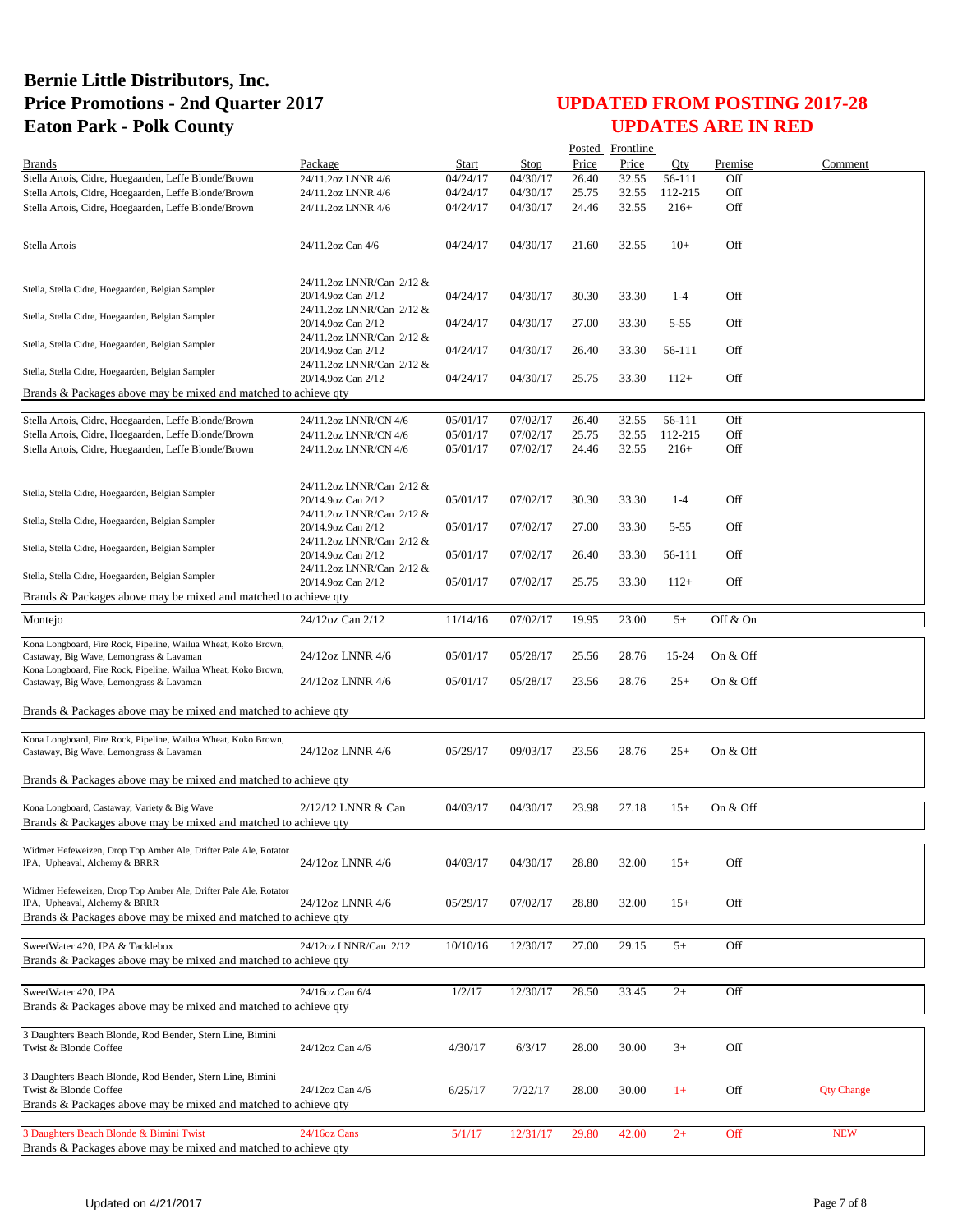# Bernie Little Distributors, Inc.
# Price Promotions - 2nd Quarter 2017
# Eaton Park - Polk County

## UPDATED FROM POSTING 2017-28
## UPDATES ARE IN RED

| Brands | Package | Start | Stop | Posted Price | Frontline Price | Qty | Premise | Comment |
|---|---|---|---|---|---|---|---|---|
| Stella Artois, Cidre, Hoegaarden, Leffe Blonde/Brown | 24/11.2oz LNNR 4/6 | 04/24/17 | 04/30/17 | 26.40 | 32.55 | 56-111 | Off | |
| Stella Artois, Cidre, Hoegaarden, Leffe Blonde/Brown | 24/11.2oz LNNR 4/6 | 04/24/17 | 04/30/17 | 25.75 | 32.55 | 112-215 | Off | |
| Stella Artois, Cidre, Hoegaarden, Leffe Blonde/Brown | 24/11.2oz LNNR 4/6 | 04/24/17 | 04/30/17 | 24.46 | 32.55 | 216+ | Off | |
| Stella Artois | 24/11.2oz Can 4/6 | 04/24/17 | 04/30/17 | 21.60 | 32.55 | 10+ | Off | |
| Stella, Stella Cidre, Hoegaarden, Belgian Sampler | 24/11.2oz LNNR/Can 2/12 & 20/14.9oz Can 2/12 | 04/24/17 | 04/30/17 | 30.30 | 33.30 | 1-4 | Off | |
| Stella, Stella Cidre, Hoegaarden, Belgian Sampler | 24/11.2oz LNNR/Can 2/12 & 20/14.9oz Can 2/12 | 04/24/17 | 04/30/17 | 27.00 | 33.30 | 5-55 | Off | |
| Stella, Stella Cidre, Hoegaarden, Belgian Sampler | 24/11.2oz LNNR/Can 2/12 & 20/14.9oz Can 2/12 | 04/24/17 | 04/30/17 | 26.40 | 33.30 | 56-111 | Off | |
| Stella, Stella Cidre, Hoegaarden, Belgian Sampler | 24/11.2oz LNNR/Can 2/12 & 20/14.9oz Can 2/12 | 04/24/17 | 04/30/17 | 25.75 | 33.30 | 112+ | Off | |
| Brands & Packages above may be mixed and matched to achieve qty | | | | | | | | |
| Stella Artois, Cidre, Hoegaarden, Leffe Blonde/Brown | 24/11.2oz LNNR/CN 4/6 | 05/01/17 | 07/02/17 | 26.40 | 32.55 | 56-111 | Off | |
| Stella Artois, Cidre, Hoegaarden, Leffe Blonde/Brown | 24/11.2oz LNNR/CN 4/6 | 05/01/17 | 07/02/17 | 25.75 | 32.55 | 112-215 | Off | |
| Stella Artois, Cidre, Hoegaarden, Leffe Blonde/Brown | 24/11.2oz LNNR/CN 4/6 | 05/01/17 | 07/02/17 | 24.46 | 32.55 | 216+ | Off | |
| Stella, Stella Cidre, Hoegaarden, Belgian Sampler | 24/11.2oz LNNR/Can 2/12 & 20/14.9oz Can 2/12 | 05/01/17 | 07/02/17 | 30.30 | 33.30 | 1-4 | Off | |
| Stella, Stella Cidre, Hoegaarden, Belgian Sampler | 24/11.2oz LNNR/Can 2/12 & 20/14.9oz Can 2/12 | 05/01/17 | 07/02/17 | 27.00 | 33.30 | 5-55 | Off | |
| Stella, Stella Cidre, Hoegaarden, Belgian Sampler | 24/11.2oz LNNR/Can 2/12 & 20/14.9oz Can 2/12 | 05/01/17 | 07/02/17 | 26.40 | 33.30 | 56-111 | Off | |
| Stella, Stella Cidre, Hoegaarden, Belgian Sampler | 24/11.2oz LNNR/Can 2/12 & 20/14.9oz Can 2/12 | 05/01/17 | 07/02/17 | 25.75 | 33.30 | 112+ | Off | |
| Brands & Packages above may be mixed and matched to achieve qty | | | | | | | | |
| Montejo | 24/12oz Can 2/12 | 11/14/16 | 07/02/17 | 19.95 | 23.00 | 5+ | Off & On | |
| Kona Longboard, Fire Rock, Pipeline, Wailua Wheat, Koko Brown, Castaway, Big Wave, Lemongrass & Lavaman | 24/12oz LNNR 4/6 | 05/01/17 | 05/28/17 | 25.56 | 28.76 | 15-24 | On & Off | |
| Kona Longboard, Fire Rock, Pipeline, Wailua Wheat, Koko Brown, Castaway, Big Wave, Lemongrass & Lavaman | 24/12oz LNNR 4/6 | 05/01/17 | 05/28/17 | 23.56 | 28.76 | 25+ | On & Off | |
| Brands & Packages above may be mixed and matched to achieve qty | | | | | | | | |
| Kona Longboard, Fire Rock, Pipeline, Wailua Wheat, Koko Brown, Castaway, Big Wave, Lemongrass & Lavaman | 24/12oz LNNR 4/6 | 05/29/17 | 09/03/17 | 23.56 | 28.76 | 25+ | On & Off | |
| Brands & Packages above may be mixed and matched to achieve qty | | | | | | | | |
| Kona Longboard, Castaway, Variety & Big Wave | 2/12/12 LNNR & Can | 04/03/17 | 04/30/17 | 23.98 | 27.18 | 15+ | On & Off | |
| Brands & Packages above may be mixed and matched to achieve qty | | | | | | | | |
| Widmer Hefeweizen, Drop Top Amber Ale, Drifter Pale Ale, Rotator IPA, Upheaval, Alchemy & BRRR | 24/12oz LNNR 4/6 | 04/03/17 | 04/30/17 | 28.80 | 32.00 | 15+ | Off | |
| Widmer Hefeweizen, Drop Top Amber Ale, Drifter Pale Ale, Rotator IPA, Upheaval, Alchemy & BRRR | 24/12oz LNNR 4/6 | 05/29/17 | 07/02/17 | 28.80 | 32.00 | 15+ | Off | |
| Brands & Packages above may be mixed and matched to achieve qty | | | | | | | | |
| SweetWater 420, IPA & Tacklebox | 24/12oz LNNR/Can 2/12 | 10/10/16 | 12/30/17 | 27.00 | 29.15 | 5+ | Off | |
| Brands & Packages above may be mixed and matched to achieve qty | | | | | | | | |
| SweetWater 420, IPA | 24/16oz Can 6/4 | 1/2/17 | 12/30/17 | 28.50 | 33.45 | 2+ | Off | |
| Brands & Packages above may be mixed and matched to achieve qty | | | | | | | | |
| 3 Daughters Beach Blonde, Rod Bender, Stern Line, Bimini Twist & Blonde Coffee | 24/12oz Can 4/6 | 4/30/17 | 6/3/17 | 28.00 | 30.00 | 3+ | Off | |
| 3 Daughters Beach Blonde, Rod Bender, Stern Line, Bimini Twist & Blonde Coffee | 24/12oz Can 4/6 | 6/25/17 | 7/22/17 | 28.00 | 30.00 | 1+ | Off | Qty Change |
| Brands & Packages above may be mixed and matched to achieve qty | | | | | | | | |
| 3 Daughters Beach Blonde & Bimini Twist | 24/16oz Cans | 5/1/17 | 12/31/17 | 29.80 | 42.00 | 2+ | Off | NEW |
| Brands & Packages above may be mixed and matched to achieve qty | | | | | | | | |

Updated on 4/21/2017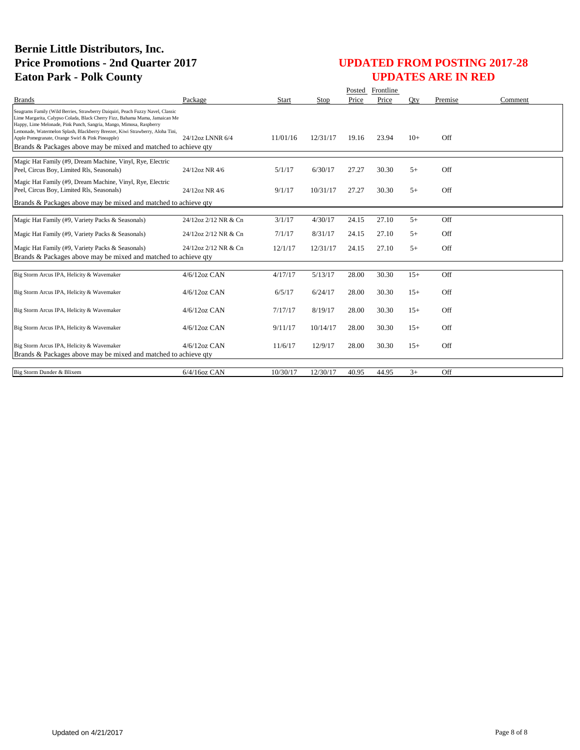# Bernie Little Distributors, Inc.
# Price Promotions - 2nd Quarter 2017
# Eaton Park - Polk County

## UPDATED FROM POSTING 2017-28
## UPDATES ARE IN RED

| Brands | Package | Start | Stop | Posted Price | Frontline Price | Qty | Premise | Comment |
|---|---|---|---|---|---|---|---|---|
| Seagrams Family (Wild Berries, Strawberry Daiquiri, Peach Fuzzy Navel, Classic Lime Margarita, Calypso Colada, Black Cherry Fizz, Bahama Mama, Jamaican Me Happy, Lime Melonade, Pink Punch, Sangria, Mango, Mimosa, Raspberry Lemonade, Watermelon Splash, Blackberry Breezer, Kiwi Strawberry, Aloha Tini, Apple Pomegranate, Orange Swirl & Pink Pineapple) | 24/12oz LNNR 6/4 | 11/01/16 | 12/31/17 | 19.16 | 23.94 | 10+ | Off | |
| Brands & Packages above may be mixed and matched to achieve qty | | | | | | | | |
| Magic Hat Family (#9, Dream Machine, Vinyl, Rye, Electric Peel, Circus Boy, Limited Rls, Seasonals) | 24/12oz NR 4/6 | 5/1/17 | 6/30/17 | 27.27 | 30.30 | 5+ | Off | |
| Magic Hat Family (#9, Dream Machine, Vinyl, Rye, Electric Peel, Circus Boy, Limited Rls, Seasonals) | 24/12oz NR 4/6 | 9/1/17 | 10/31/17 | 27.27 | 30.30 | 5+ | Off | |
| Brands & Packages above may be mixed and matched to achieve qty | | | | | | | | |
| Magic Hat Family (#9, Variety Packs & Seasonals) | 24/12oz 2/12 NR & Cn | 3/1/17 | 4/30/17 | 24.15 | 27.10 | 5+ | Off | |
| Magic Hat Family (#9, Variety Packs & Seasonals) | 24/12oz 2/12 NR & Cn | 7/1/17 | 8/31/17 | 24.15 | 27.10 | 5+ | Off | |
| Magic Hat Family (#9, Variety Packs & Seasonals) | 24/12oz 2/12 NR & Cn | 12/1/17 | 12/31/17 | 24.15 | 27.10 | 5+ | Off | |
| Brands & Packages above may be mixed and matched to achieve qty | | | | | | | | |
| Big Storm Arcus IPA, Helicity & Wavemaker | 4/6/12oz CAN | 4/17/17 | 5/13/17 | 28.00 | 30.30 | 15+ | Off | |
| Big Storm Arcus IPA, Helicity & Wavemaker | 4/6/12oz CAN | 6/5/17 | 6/24/17 | 28.00 | 30.30 | 15+ | Off | |
| Big Storm Arcus IPA, Helicity & Wavemaker | 4/6/12oz CAN | 7/17/17 | 8/19/17 | 28.00 | 30.30 | 15+ | Off | |
| Big Storm Arcus IPA, Helicity & Wavemaker | 4/6/12oz CAN | 9/11/17 | 10/14/17 | 28.00 | 30.30 | 15+ | Off | |
| Big Storm Arcus IPA, Helicity & Wavemaker | 4/6/12oz CAN | 11/6/17 | 12/9/17 | 28.00 | 30.30 | 15+ | Off | |
| Brands & Packages above may be mixed and matched to achieve qty | | | | | | | | |
| Big Storm Dunder & Blixem | 6/4/16oz CAN | 10/30/17 | 12/30/17 | 40.95 | 44.95 | 3+ | Off | |

Updated on 4/21/2017